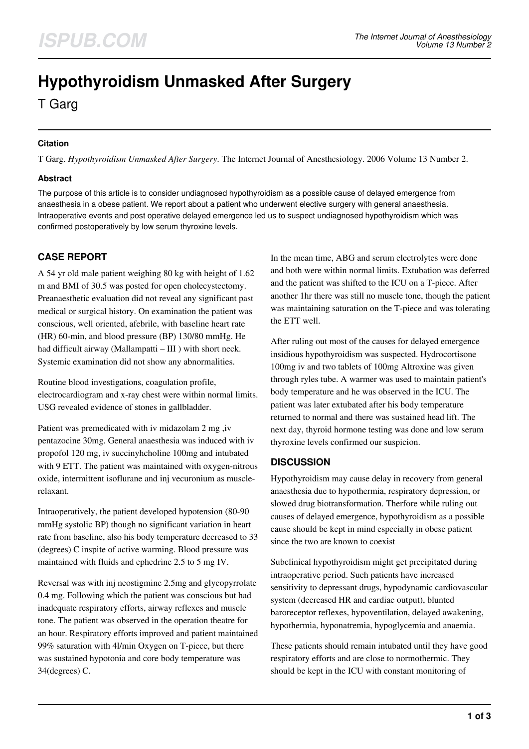# Hypothyroidism Unmasked After Surgery

T Garg

### Citation

T Garg. *Hypothyroidism Unmasked After Surgery*. The Internet Journal of Anesthesiology. 2006 Volume 13 Number 2.

### Abstract

The purpose of this article is to consider undiagnosed hypothyroidism as a possible cause of delayed emergence from anaesthesia in a obese patient. We report about a patient who underwent elective surgery with general anaesthesia. Intraoperative events and post operative delayed emergence led us to suspect undiagnosed hypothyroidism which was confirmed postoperatively by low serum thyroxine levels.

## CASE REPORT

A 54 yr old male patient weighing 80 kg with height of 1.62 m and BMI of 30.5 was posted for open cholecystectomy. Preanaesthetic evaluation did not reveal any significant past medical or surgical history. On examination the patient was conscious, well oriented, afebrile, with baseline heart rate (HR) 60-min, and blood pressure (BP) 130/80 mmHg. He had difficult airway (Mallampatti – III ) with short neck. Systemic examination did not show any abnormalities.

Routine blood investigations, coagulation profile, electrocardiogram and x-ray chest were within normal limits. USG revealed evidence of stones in gallbladder.

Patient was premedicated with iv midazolam 2 mg ,iv pentazocine 30mg. General anaesthesia was induced with iv propofol 120 mg, iv succinyhcholine 100mg and intubated with 9 ETT. The patient was maintained with oxygen-nitrous oxide, intermittent isoflurane and inj vecuronium as muscle-relaxant.

Intraoperatively, the patient developed hypotension (80-90 mmHg systolic BP) though no significant variation in heart rate from baseline, also his body temperature decreased to 33 (degrees) C inspite of active warming. Blood pressure was maintained with fluids and ephedrine 2.5 to 5 mg IV.

Reversal was with inj neostigmine 2.5mg and glycopyrrolate 0.4 mg. Following which the patient was conscious but had inadequate respiratory efforts, airway reflexes and muscle tone. The patient was observed in the operation theatre for an hour. Respiratory efforts improved and patient maintained 99% saturation with 4l/min Oxygen on T-piece, but there was sustained hypotonia and core body temperature was 34(degrees) C.

In the mean time, ABG and serum electrolytes were done and both were within normal limits. Extubation was deferred and the patient was shifted to the ICU on a T-piece. After another 1hr there was still no muscle tone, though the patient was maintaining saturation on the T-piece and was tolerating the ETT well.

After ruling out most of the causes for delayed emergence insidious hypothyroidism was suspected. Hydrocortisone 100mg iv and two tablets of 100mg Altroxine was given through ryles tube. A warmer was used to maintain patient's body temperature and he was observed in the ICU. The patient was later extubated after his body temperature returned to normal and there was sustained head lift. The next day, thyroid hormone testing was done and low serum thyroxine levels confirmed our suspicion.

## DISCUSSION

Hypothyroidism may cause delay in recovery from general anaesthesia due to hypothermia, respiratory depression, or slowed drug biotransformation. Therfore while ruling out causes of delayed emergence, hypothyroidism as a possible cause should be kept in mind especially in obese patient since the two are known to coexist

Subclinical hypothyroidism might get precipitated during intraoperative period. Such patients have increased sensitivity to depressant drugs, hypodynamic cardiovascular system (decreased HR and cardiac output), blunted baroreceptor reflexes, hypoventilation, delayed awakening, hypothermia, hyponatremia, hypoglycemia and anaemia.

These patients should remain intubated until they have good respiratory efforts and are close to normothermic. They should be kept in the ICU with constant monitoring of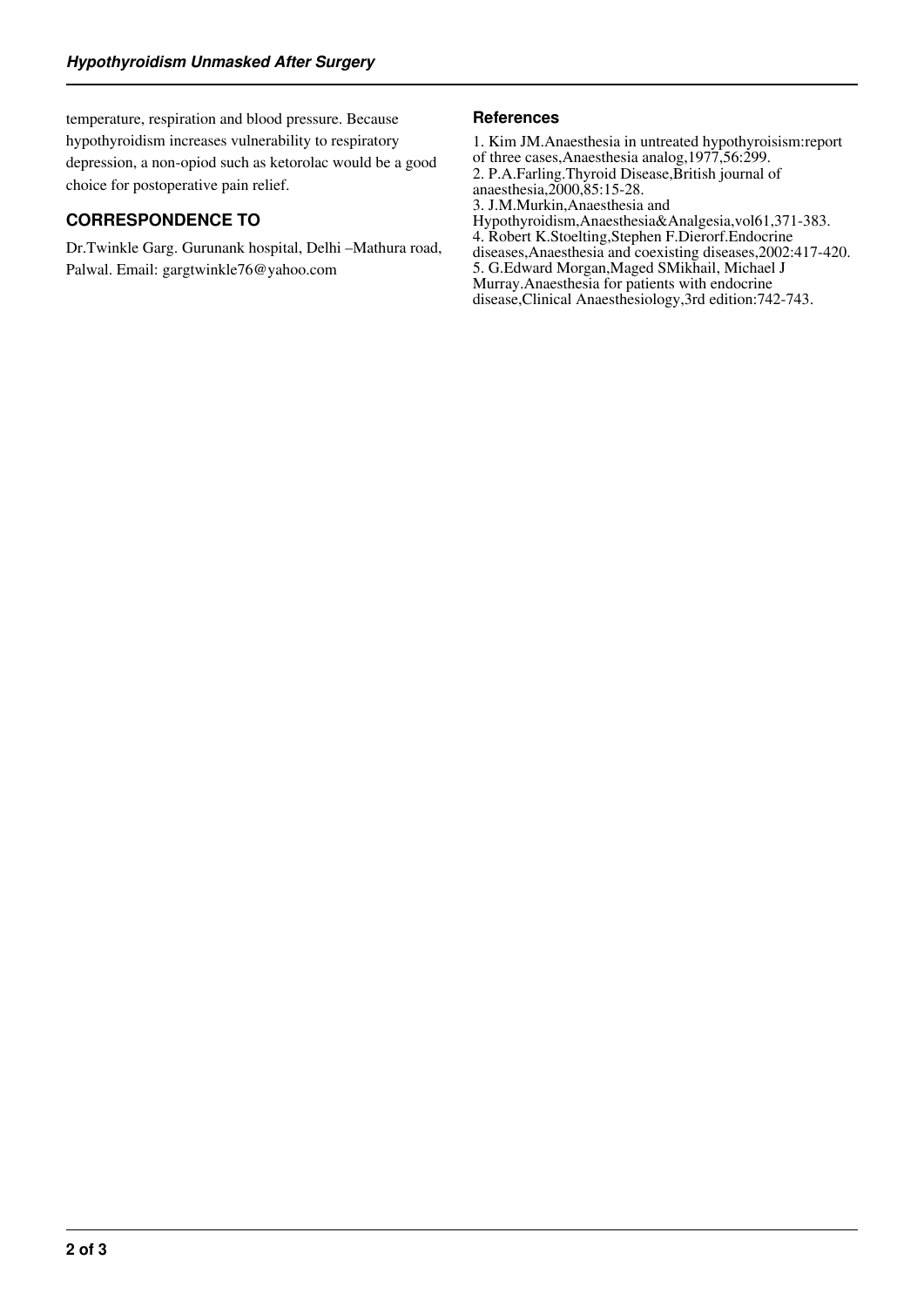temperature, respiration and blood pressure. Because hypothyroidism increases vulnerability to respiratory depression, a non-opiod such as ketorolac would be a good choice for postoperative pain relief.

## CORRESPONDENCE TO

Dr.Twinkle Garg. Gurunank hospital, Delhi –Mathura road, Palwal. Email: gargtwinkle76@yahoo.com

### References

1. Kim JM.Anaesthesia in untreated hypothyroisism:report of three cases,Anaesthesia analog,1977,56:299.
2. P.A.Farling.Thyroid Disease,British journal of anaesthesia,2000,85:15-28.
3. J.M.Murkin,Anaesthesia and Hypothyroidism,Anaesthesia&Analgesia,vol61,371-383.
4. Robert K.Stoelting,Stephen F.Dierorf.Endocrine diseases,Anaesthesia and coexisting diseases,2002:417-420.
5. G.Edward Morgan,Maged SMikhail, Michael J Murray.Anaesthesia for patients with endocrine disease,Clinical Anaesthesiology,3rd edition:742-743.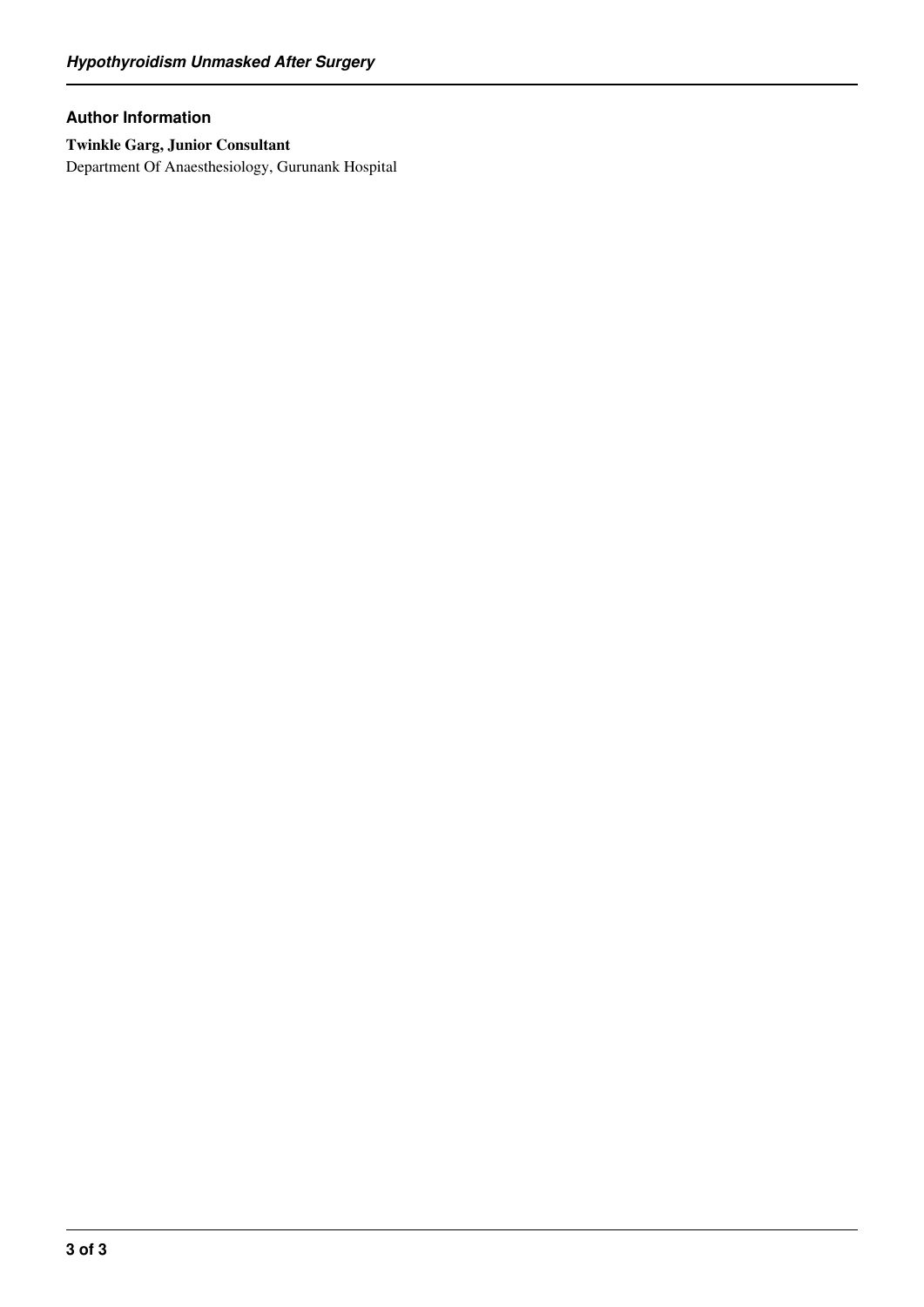## Author Information

**Twinkle Garg, Junior Consultant**
Department Of Anaesthesiology, Gurunank Hospital